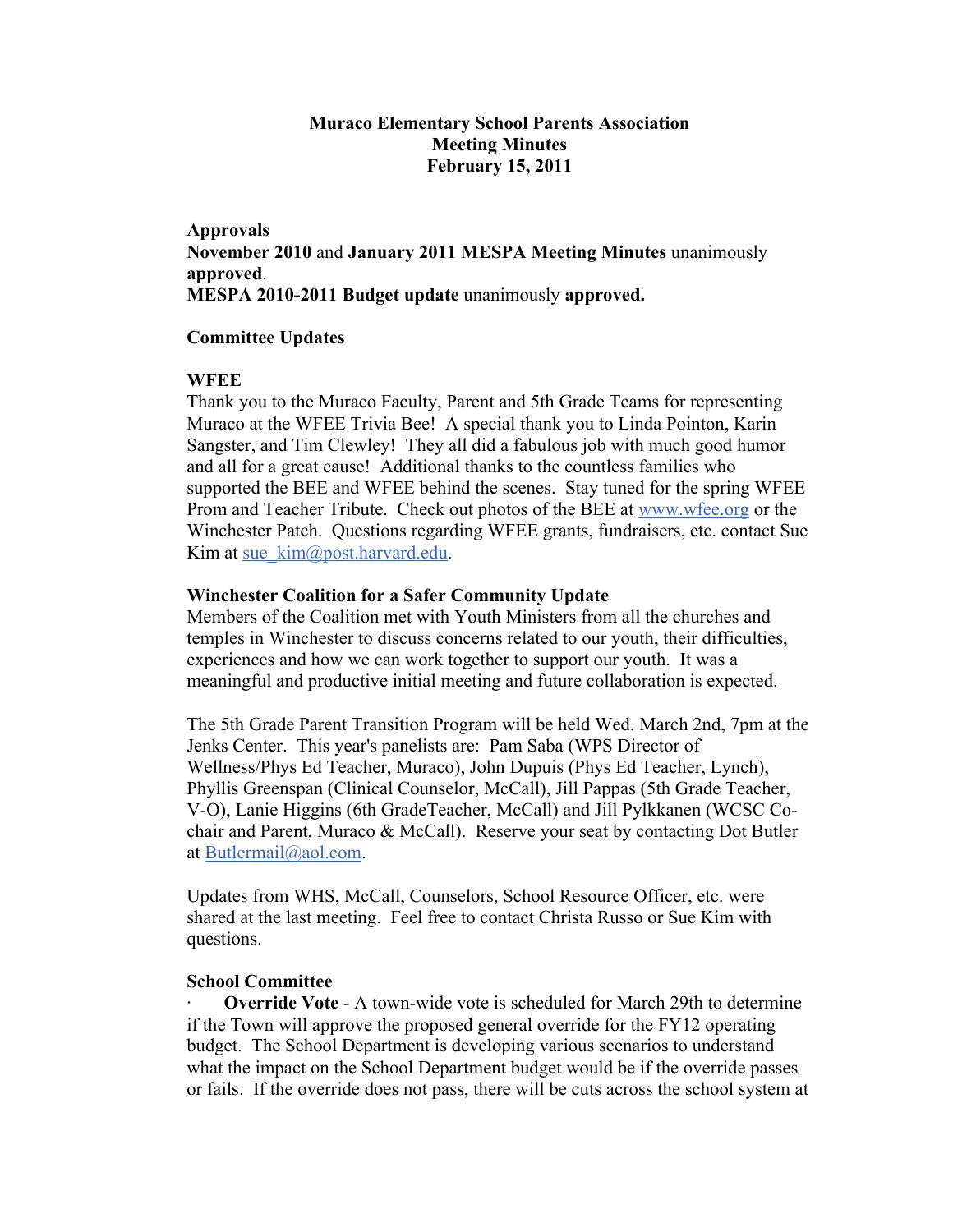**Muraco Elementary School Parents Association**
**Meeting Minutes**
**February 15, 2011**

**Approvals**

**November 2010** and **January 2011 MESPA Meeting Minutes** unanimously **approved**.
**MESPA 2010-2011 Budget update** unanimously **approved.**

**Committee Updates**

**WFEE**

Thank you to the Muraco Faculty, Parent and 5th Grade Teams for representing Muraco at the WFEE Trivia Bee! A special thank you to Linda Pointon, Karin Sangster, and Tim Clewley! They all did a fabulous job with much good humor and all for a great cause! Additional thanks to the countless families who supported the BEE and WFEE behind the scenes. Stay tuned for the spring WFEE Prom and Teacher Tribute. Check out photos of the BEE at www.wfee.org or the Winchester Patch. Questions regarding WFEE grants, fundraisers, etc. contact Sue Kim at sue_kim@post.harvard.edu.

**Winchester Coalition for a Safer Community Update**

Members of the Coalition met with Youth Ministers from all the churches and temples in Winchester to discuss concerns related to our youth, their difficulties, experiences and how we can work together to support our youth. It was a meaningful and productive initial meeting and future collaboration is expected.

The 5th Grade Parent Transition Program will be held Wed. March 2nd, 7pm at the Jenks Center. This year's panelists are: Pam Saba (WPS Director of Wellness/Phys Ed Teacher, Muraco), John Dupuis (Phys Ed Teacher, Lynch), Phyllis Greenspan (Clinical Counselor, McCall), Jill Pappas (5th Grade Teacher, V-O), Lanie Higgins (6th GradeTeacher, McCall) and Jill Pylkkanen (WCSC Co-chair and Parent, Muraco & McCall). Reserve your seat by contacting Dot Butler at Butlermail@aol.com.

Updates from WHS, McCall, Counselors, School Resource Officer, etc. were shared at the last meeting. Feel free to contact Christa Russo or Sue Kim with questions.

**School Committee**

- **Override Vote** - A town-wide vote is scheduled for March 29th to determine if the Town will approve the proposed general override for the FY12 operating budget. The School Department is developing various scenarios to understand what the impact on the School Department budget would be if the override passes or fails. If the override does not pass, there will be cuts across the school system at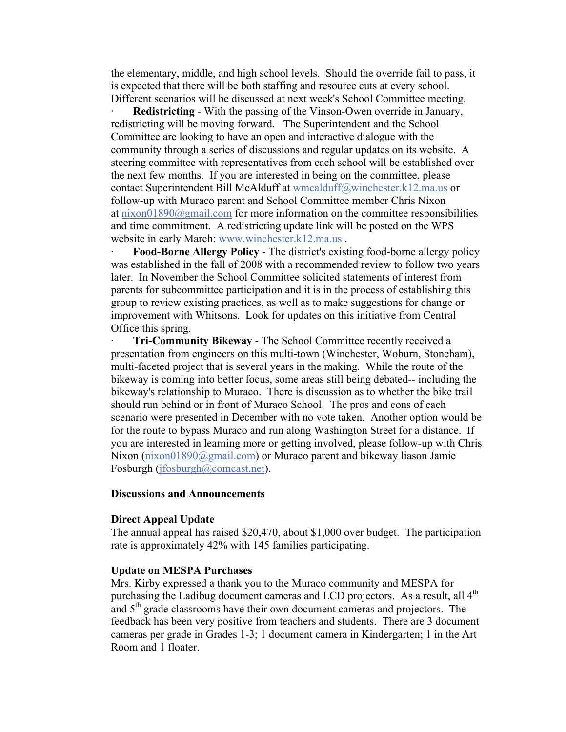the elementary, middle, and high school levels. Should the override fail to pass, it is expected that there will be both staffing and resource cuts at every school. Different scenarios will be discussed at next week's School Committee meeting.

- **Redistricting** - With the passing of the Vinson-Owen override in January, redistricting will be moving forward. The Superintendent and the School Committee are looking to have an open and interactive dialogue with the community through a series of discussions and regular updates on its website. A steering committee with representatives from each school will be established over the next few months. If you are interested in being on the committee, please contact Superintendent Bill McAlduff at wmcalduff@winchester.k12.ma.us or follow-up with Muraco parent and School Committee member Chris Nixon at nixon01890@gmail.com for more information on the committee responsibilities and time commitment. A redistricting update link will be posted on the WPS website in early March: www.winchester.k12.ma.us .
- **Food-Borne Allergy Policy** - The district's existing food-borne allergy policy was established in the fall of 2008 with a recommended review to follow two years later. In November the School Committee solicited statements of interest from parents for subcommittee participation and it is in the process of establishing this group to review existing practices, as well as to make suggestions for change or improvement with Whitsons. Look for updates on this initiative from Central Office this spring.
- **Tri-Community Bikeway** - The School Committee recently received a presentation from engineers on this multi-town (Winchester, Woburn, Stoneham), multi-faceted project that is several years in the making. While the route of the bikeway is coming into better focus, some areas still being debated-- including the bikeway's relationship to Muraco. There is discussion as to whether the bike trail should run behind or in front of Muraco School. The pros and cons of each scenario were presented in December with no vote taken. Another option would be for the route to bypass Muraco and run along Washington Street for a distance. If you are interested in learning more or getting involved, please follow-up with Chris Nixon (nixon01890@gmail.com) or Muraco parent and bikeway liason Jamie Fosburgh (jfosburgh@comcast.net).

**Discussions and Announcements**

**Direct Appeal Update**
The annual appeal has raised $20,470, about $1,000 over budget. The participation rate is approximately 42% with 145 families participating.

**Update on MESPA Purchases**
Mrs. Kirby expressed a thank you to the Muraco community and MESPA for purchasing the Ladibug document cameras and LCD projectors. As a result, all 4th and 5th grade classrooms have their own document cameras and projectors. The feedback has been very positive from teachers and students. There are 3 document cameras per grade in Grades 1-3; 1 document camera in Kindergarten; 1 in the Art Room and 1 floater.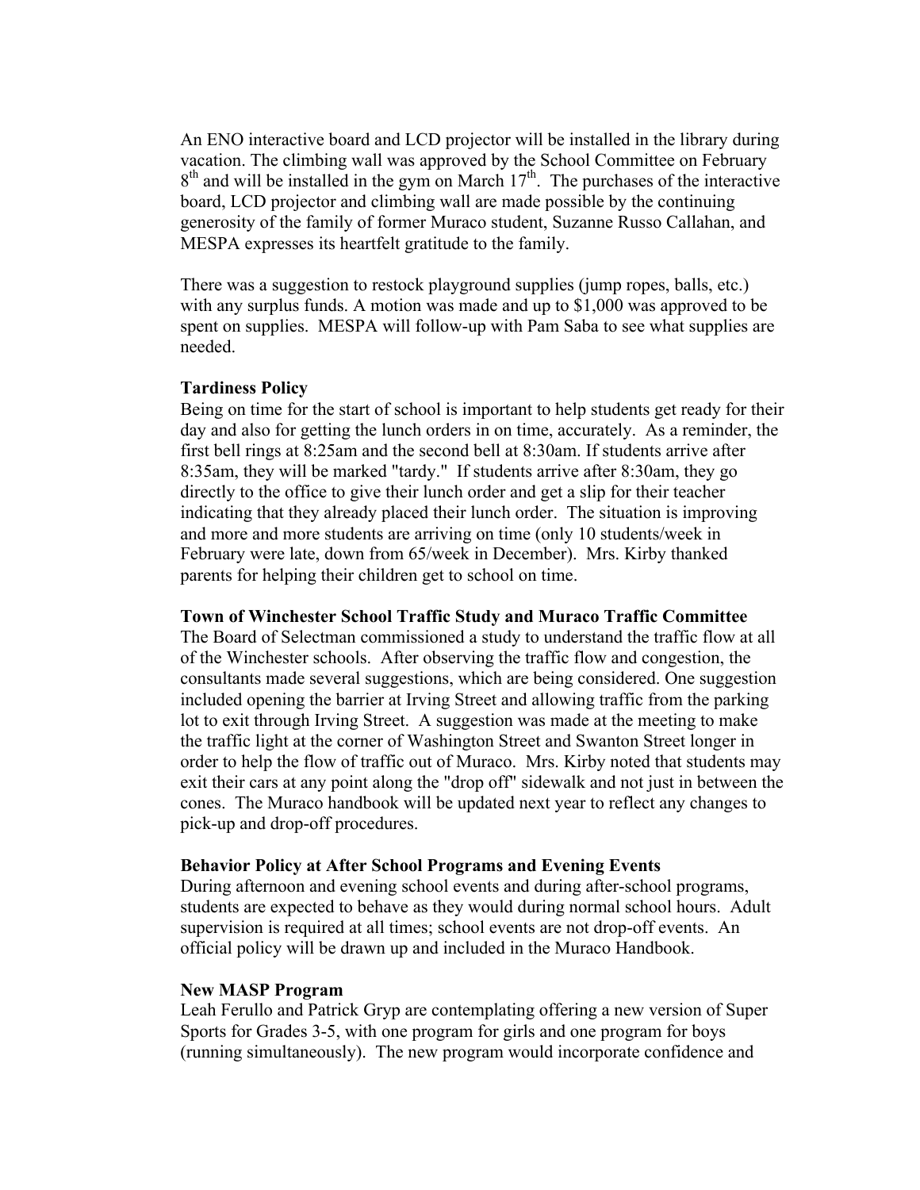An ENO interactive board and LCD projector will be installed in the library during vacation. The climbing wall was approved by the School Committee on February 8th and will be installed in the gym on March 17th. The purchases of the interactive board, LCD projector and climbing wall are made possible by the continuing generosity of the family of former Muraco student, Suzanne Russo Callahan, and MESPA expresses its heartfelt gratitude to the family.

There was a suggestion to restock playground supplies (jump ropes, balls, etc.) with any surplus funds. A motion was made and up to $1,000 was approved to be spent on supplies. MESPA will follow-up with Pam Saba to see what supplies are needed.

**Tardiness Policy**

Being on time for the start of school is important to help students get ready for their day and also for getting the lunch orders in on time, accurately. As a reminder, the first bell rings at 8:25am and the second bell at 8:30am. If students arrive after 8:35am, they will be marked "tardy." If students arrive after 8:30am, they go directly to the office to give their lunch order and get a slip for their teacher indicating that they already placed their lunch order. The situation is improving and more and more students are arriving on time (only 10 students/week in February were late, down from 65/week in December). Mrs. Kirby thanked parents for helping their children get to school on time.

**Town of Winchester School Traffic Study and Muraco Traffic Committee**

The Board of Selectman commissioned a study to understand the traffic flow at all of the Winchester schools. After observing the traffic flow and congestion, the consultants made several suggestions, which are being considered. One suggestion included opening the barrier at Irving Street and allowing traffic from the parking lot to exit through Irving Street. A suggestion was made at the meeting to make the traffic light at the corner of Washington Street and Swanton Street longer in order to help the flow of traffic out of Muraco. Mrs. Kirby noted that students may exit their cars at any point along the "drop off" sidewalk and not just in between the cones. The Muraco handbook will be updated next year to reflect any changes to pick-up and drop-off procedures.

**Behavior Policy at After School Programs and Evening Events**

During afternoon and evening school events and during after-school programs, students are expected to behave as they would during normal school hours. Adult supervision is required at all times; school events are not drop-off events. An official policy will be drawn up and included in the Muraco Handbook.

**New MASP Program**

Leah Ferullo and Patrick Gryp are contemplating offering a new version of Super Sports for Grades 3-5, with one program for girls and one program for boys (running simultaneously). The new program would incorporate confidence and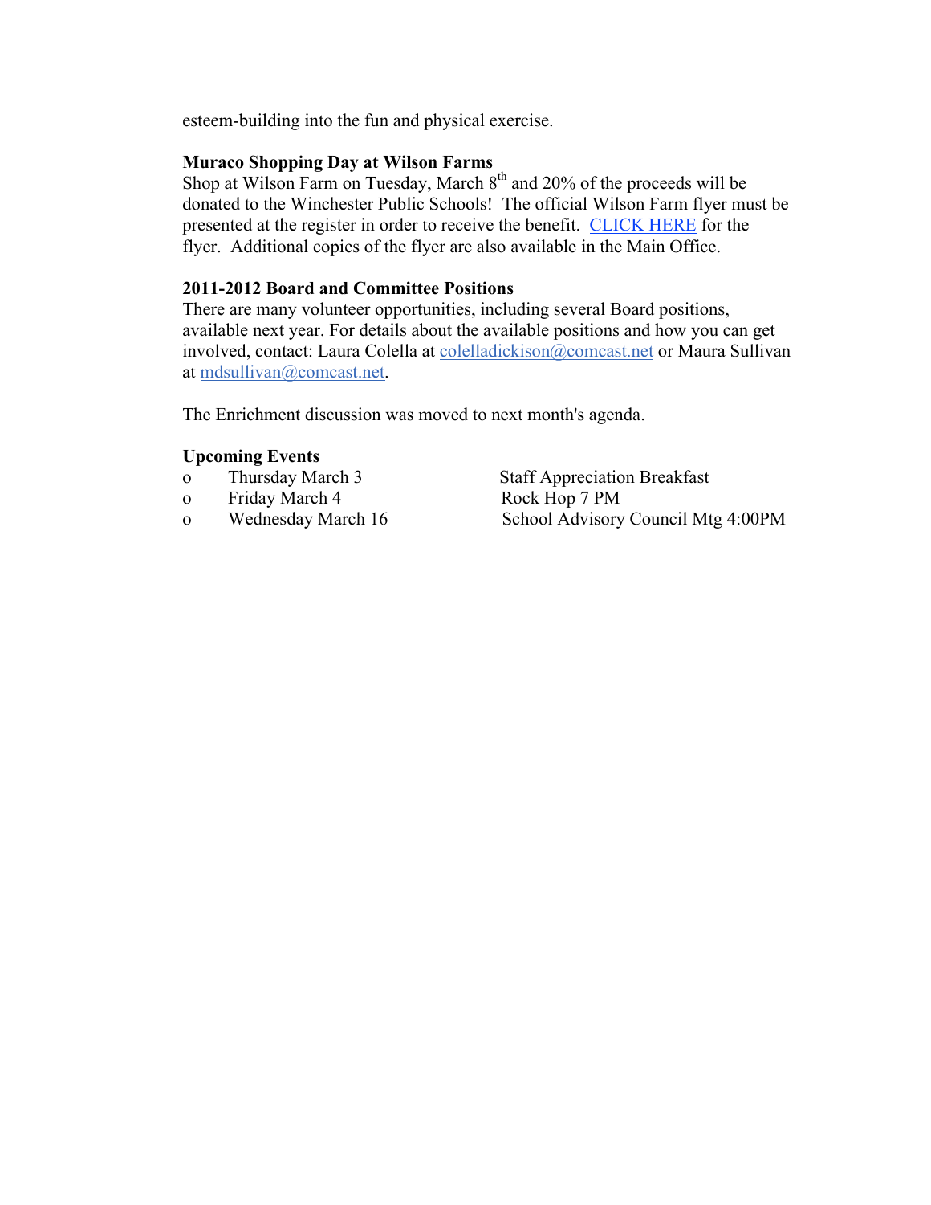esteem-building into the fun and physical exercise.

**Muraco Shopping Day at Wilson Farms**
Shop at Wilson Farm on Tuesday, March 8th and 20% of the proceeds will be donated to the Winchester Public Schools! The official Wilson Farm flyer must be presented at the register in order to receive the benefit. CLICK HERE for the flyer. Additional copies of the flyer are also available in the Main Office.

**2011-2012 Board and Committee Positions**
There are many volunteer opportunities, including several Board positions, available next year. For details about the available positions and how you can get involved, contact: Laura Colella at colelladickison@comcast.net or Maura Sullivan at mdsullivan@comcast.net.

The Enrichment discussion was moved to next month's agenda.

**Upcoming Events**

- Thursday March 3 — Staff Appreciation Breakfast
- Friday March 4 — Rock Hop 7 PM
- Wednesday March 16 — School Advisory Council Mtg 4:00PM